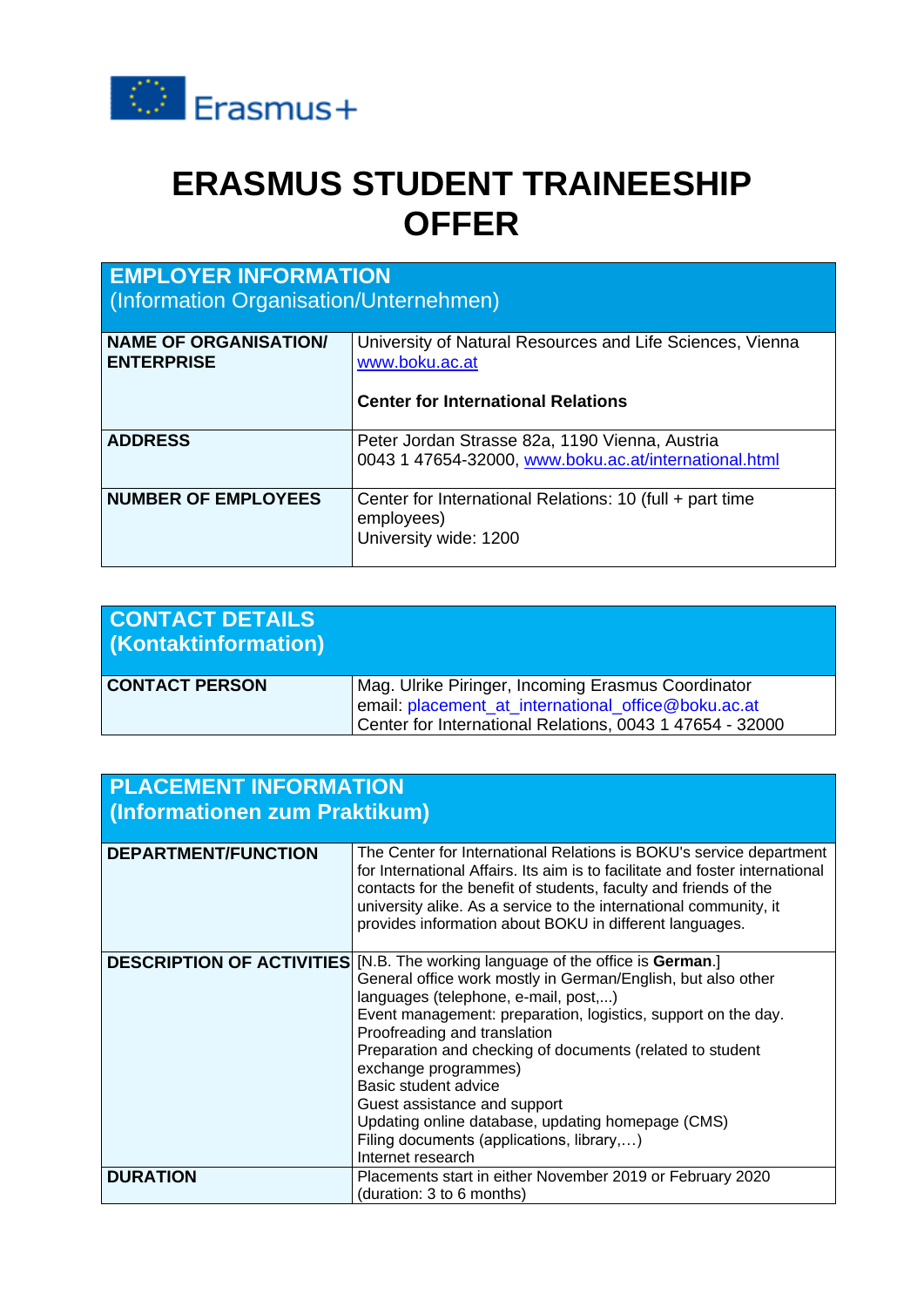Erasmus+

# ERASMUS STUDENT TRAINEESHIP OFFER

| **EMPLOYER INFORMATION** (Information Organisation/Unternehmen) | |
|---|---|
| **NAME OF ORGANISATION/ ENTERPRISE** | University of Natural Resources and Life Sciences, Vienna www.boku.ac.at<br><br>**Center for International Relations** |
| **ADDRESS** | Peter Jordan Strasse 82a, 1190 Vienna, Austria<br>0043 1 47654-32000, www.boku.ac.at/international.html |
| **NUMBER OF EMPLOYEES** | Center for International Relations: 10 (full + part time employees)<br>University wide: 1200 |

| **CONTACT DETAILS (Kontaktinformation)** | |
|---|---|
| **CONTACT PERSON** | Mag. Ulrike Piringer, Incoming Erasmus Coordinator<br>email: placement_at_international_office@boku.ac.at<br>Center for International Relations, 0043 1 47654 - 32000 |

| **PLACEMENT INFORMATION (Informationen zum Praktikum)** | |
|---|---|
| **DEPARTMENT/FUNCTION** | The Center for International Relations is BOKU's service department for International Affairs. Its aim is to facilitate and foster international contacts for the benefit of students, faculty and friends of the university alike. As a service to the international community, it provides information about BOKU in different languages. |
| **DESCRIPTION OF ACTIVITIES** | [N.B. The working language of the office is **German**.]<br>General office work mostly in German/English, but also other languages (telephone, e-mail, post,...)<br>Event management: preparation, logistics, support on the day.<br>Proofreading and translation<br>Preparation and checking of documents (related to student exchange programmes)<br>Basic student advice<br>Guest assistance and support<br>Updating online database, updating homepage (CMS)<br>Filing documents (applications, library,…)<br>Internet research |
| **DURATION** | Placements start in either November 2019 or February 2020 (duration: 3 to 6 months) |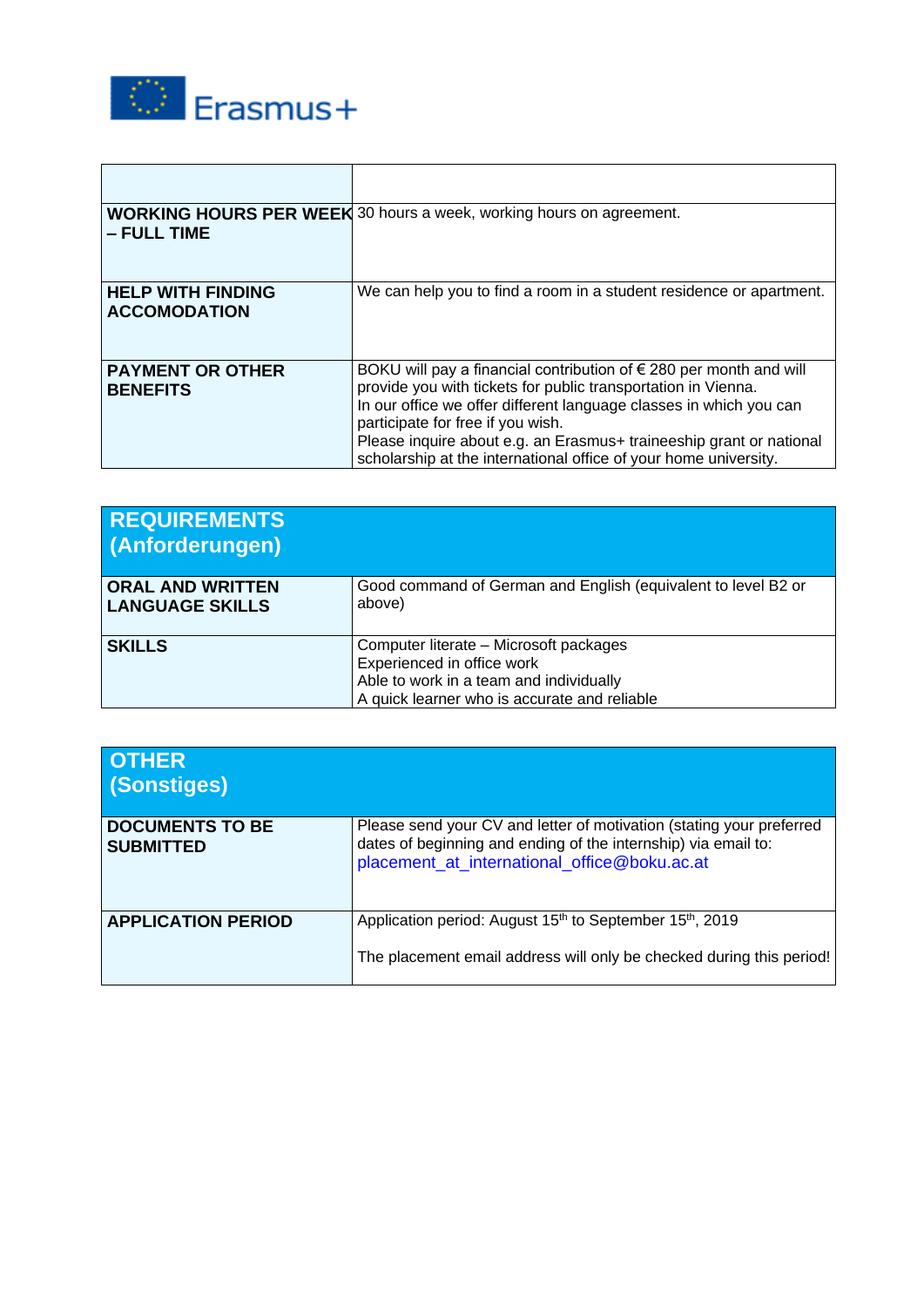Erasmus+

| | |
|---|---|
| | |
| **WORKING HOURS PER WEEK – FULL TIME** | 30 hours a week, working hours on agreement. |
| **HELP WITH FINDING ACCOMODATION** | We can help you to find a room in a student residence or apartment. |
| **PAYMENT OR OTHER BENEFITS** | BOKU will pay a financial contribution of € 280 per month and will provide you with tickets for public transportation in Vienna.<br>In our office we offer different language classes in which you can participate for free if you wish.<br>Please inquire about e.g. an Erasmus+ traineeship grant or national scholarship at the international office of your home university. |

| **REQUIREMENTS (Anforderungen)** | |
|---|---|
| **ORAL AND WRITTEN LANGUAGE SKILLS** | Good command of German and English (equivalent to level B2 or above) |
| **SKILLS** | Computer literate – Microsoft packages<br>Experienced in office work<br>Able to work in a team and individually<br>A quick learner who is accurate and reliable |

| **OTHER (Sonstiges)** | |
|---|---|
| **DOCUMENTS TO BE SUBMITTED** | Please send your CV and letter of motivation (stating your preferred dates of beginning and ending of the internship) via email to: placement_at_international_office@boku.ac.at |
| **APPLICATION PERIOD** | Application period: August 15th to September 15th, 2019<br><br>The placement email address will only be checked during this period! |